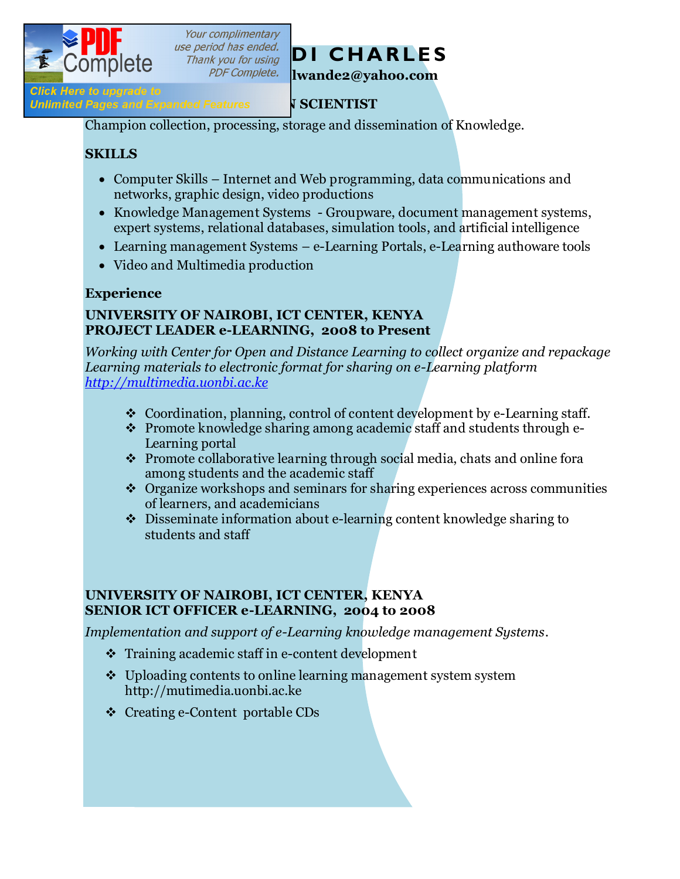# DI CHARLES

lwande2@yahoo.com

**N SCIENTIST**

Champion collection, processing, storage and dissemination of Knowledge.

**SKILLS**

- Computer Skills – Internet and Web programming, data communications and networks, graphic design, video productions
- Knowledge Management Systems - Groupware, document management systems, expert systems, relational databases, simulation tools, and artificial intelligence
- Learning management Systems – e-Learning Portals, e-Learning authoware tools
- Video and Multimedia production

**Experience**

**UNIVERSITY OF NAIROBI, ICT CENTER, KENYA**
**PROJECT LEADER e-LEARNING, 2008 to Present**

*Working with Center for Open and Distance Learning to collect organize and repackage Learning materials to electronic format for sharing on e-Learning platform* *http://multimedia.uonbi.ac.ke*

- Coordination, planning, control of content development by e-Learning staff.
- Promote knowledge sharing among academic staff and students through e-Learning portal
- Promote collaborative learning through social media, chats and online fora among students and the academic staff
- Organize workshops and seminars for sharing experiences across communities of learners, and academicians
- Disseminate information about e-learning content knowledge sharing to students and staff

**UNIVERSITY OF NAIROBI, ICT CENTER, KENYA**
**SENIOR ICT OFFICER e-LEARNING, 2004 to 2008**

*Implementation and support of e-Learning knowledge management Systems*.

- Training academic staff in e-content development
- Uploading contents to online learning management system system http://mutimedia.uonbi.ac.ke
- Creating e-Content portable CDs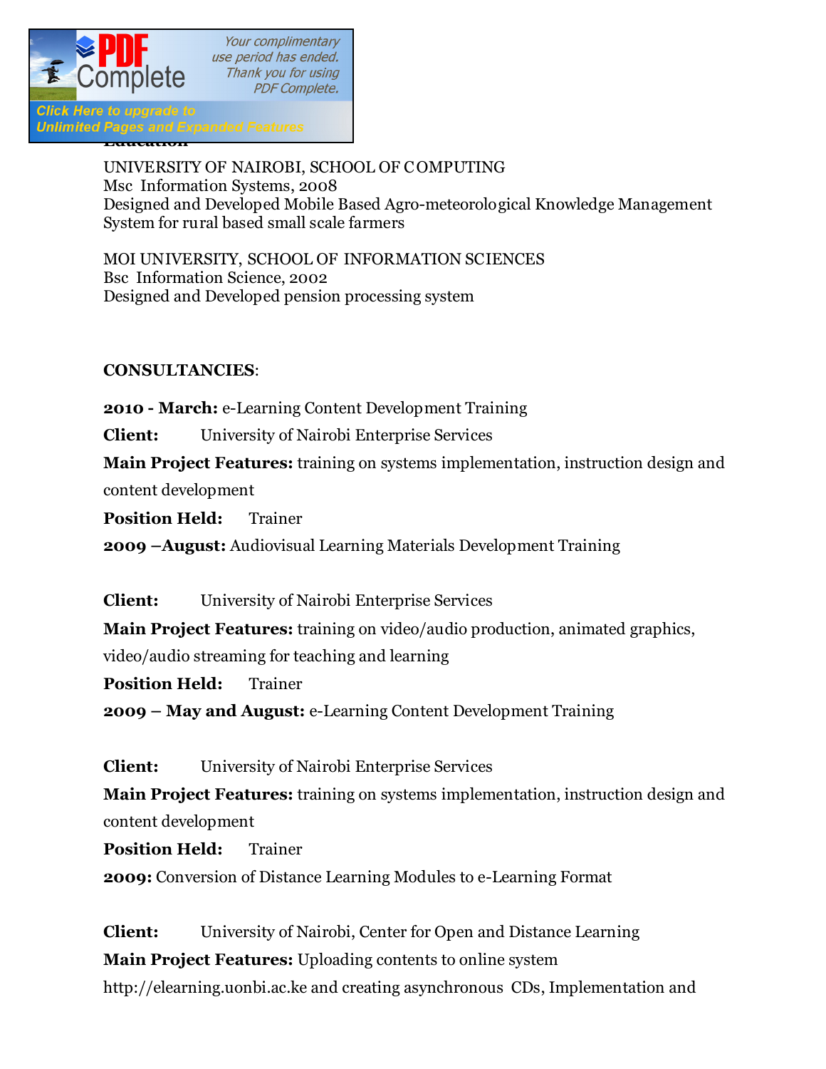**Education**

UNIVERSITY OF NAIROBI, SCHOOL OF COMPUTING
Msc Information Systems, 2008
Designed and Developed Mobile Based Agro-meteorological Knowledge Management System for rural based small scale farmers

MOI UNIVERSITY, SCHOOL OF INFORMATION SCIENCES
Bsc Information Science, 2002
Designed and Developed pension processing system

**CONSULTANCIES**:

**2010 - March:** e-Learning Content Development Training

**Client:** University of Nairobi Enterprise Services

**Main Project Features:** training on systems implementation, instruction design and content development

**Position Held:** Trainer

**2009 –August:** Audiovisual Learning Materials Development Training

**Client:** University of Nairobi Enterprise Services

**Main Project Features:** training on video/audio production, animated graphics, video/audio streaming for teaching and learning

**Position Held:** Trainer

**2009 – May and August:** e-Learning Content Development Training

**Client:** University of Nairobi Enterprise Services

**Main Project Features:** training on systems implementation, instruction design and content development

**Position Held:** Trainer

**2009:** Conversion of Distance Learning Modules to e-Learning Format

**Client:** University of Nairobi, Center for Open and Distance Learning

**Main Project Features:** Uploading contents to online system http://elearning.uonbi.ac.ke and creating asynchronous CDs, Implementation and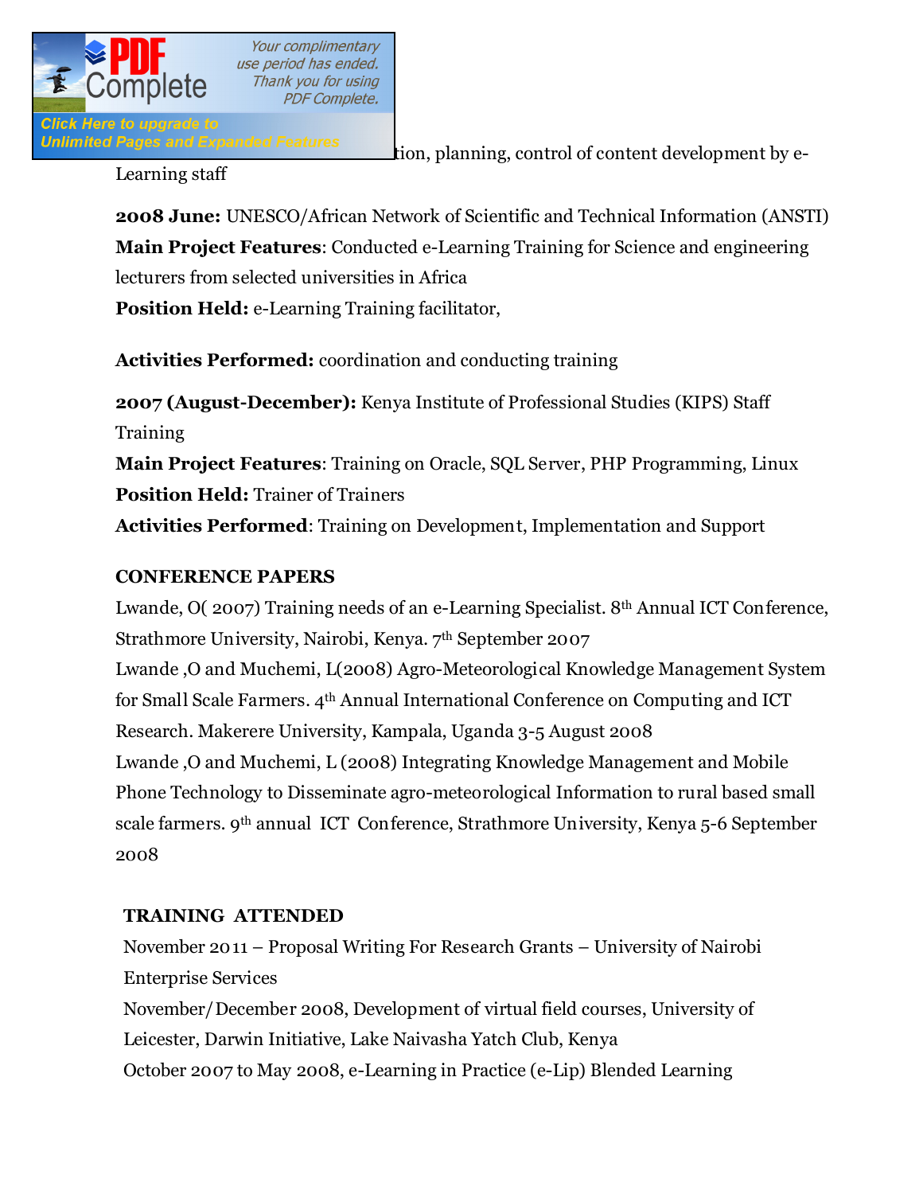tion, planning, control of content development by e-Learning staff

**2008 June:** UNESCO/African Network of Scientific and Technical Information (ANSTI)
**Main Project Features**: Conducted e-Learning Training for Science and engineering lecturers from selected universities in Africa
**Position Held:** e-Learning Training facilitator,

**Activities Performed:** coordination and conducting training

**2007 (August-December):** Kenya Institute of Professional Studies (KIPS) Staff Training
**Main Project Features**: Training on Oracle, SQL Server, PHP Programming, Linux
**Position Held:** Trainer of Trainers
**Activities Performed**: Training on Development, Implementation and Support

**CONFERENCE PAPERS**

Lwande, O( 2007) Training needs of an e-Learning Specialist. 8th Annual ICT Conference, Strathmore University, Nairobi, Kenya. 7th September 2007

Lwande ,O and Muchemi, L(2008) Agro-Meteorological Knowledge Management System for Small Scale Farmers. 4th Annual International Conference on Computing and ICT Research. Makerere University, Kampala, Uganda 3-5 August 2008

Lwande ,O and Muchemi, L (2008) Integrating Knowledge Management and Mobile Phone Technology to Disseminate agro-meteorological Information to rural based small scale farmers. 9th annual ICT Conference, Strathmore University, Kenya 5-6 September 2008

**TRAINING ATTENDED**

November 2011 – Proposal Writing For Research Grants – University of Nairobi Enterprise Services

November/December 2008, Development of virtual field courses, University of Leicester, Darwin Initiative, Lake Naivasha Yatch Club, Kenya

October 2007 to May 2008, e-Learning in Practice (e-Lip) Blended Learning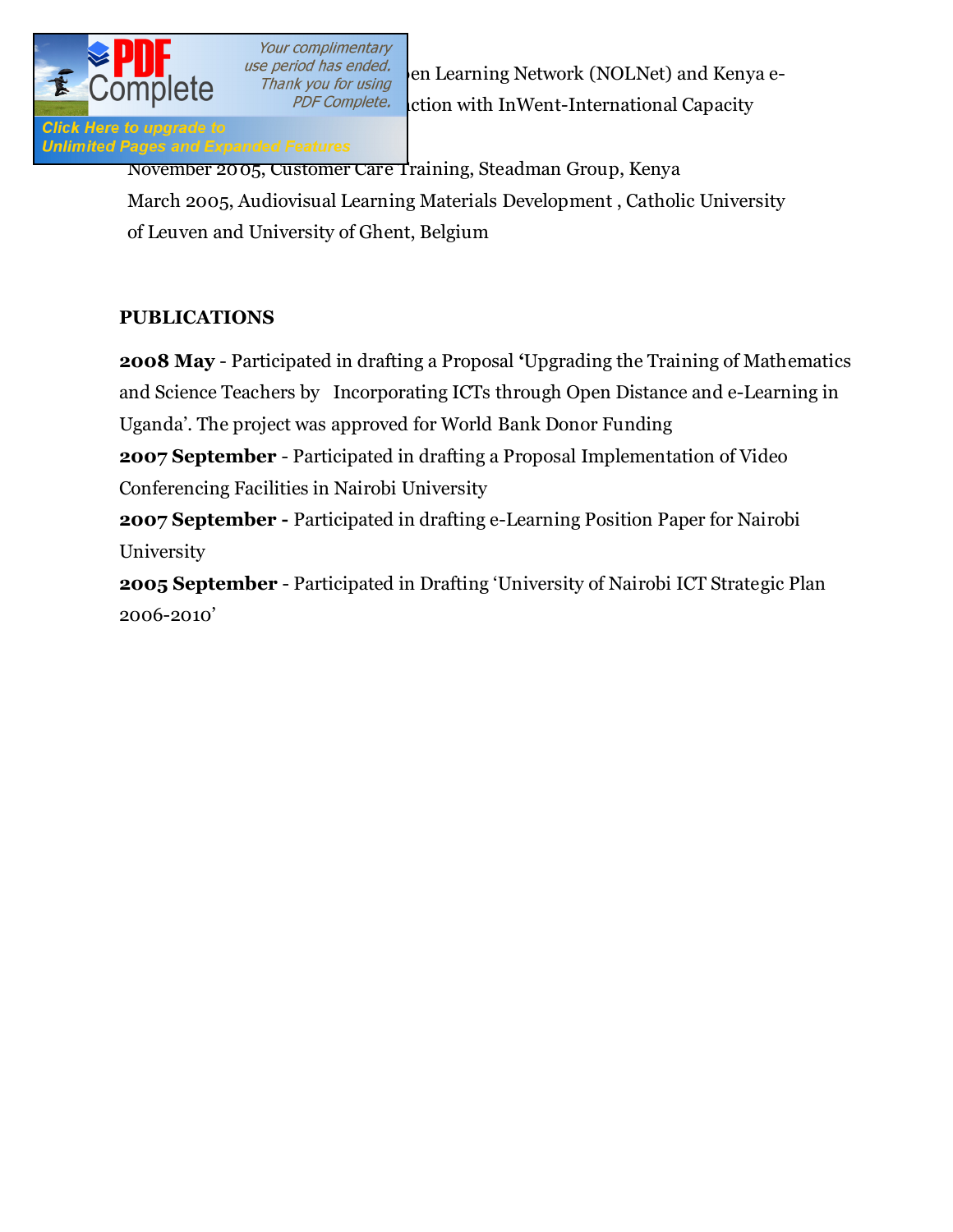pen Learning Network (NOLNet) and Kenya e-

ction with InWent-International Capacity

November 2005, Customer Care Training, Steadman Group, Kenya

March 2005, Audiovisual Learning Materials Development , Catholic University of Leuven and University of Ghent, Belgium

**PUBLICATIONS**

**2008 May** - Participated in drafting a Proposal **'**Upgrading the Training of Mathematics and Science Teachers by Incorporating ICTs through Open Distance and e-Learning in Uganda'. The project was approved for World Bank Donor Funding

**2007 September** - Participated in drafting a Proposal Implementation of Video Conferencing Facilities in Nairobi University

**2007 September -** Participated in drafting e-Learning Position Paper for Nairobi University

**2005 September** - Participated in Drafting 'University of Nairobi ICT Strategic Plan 2006-2010'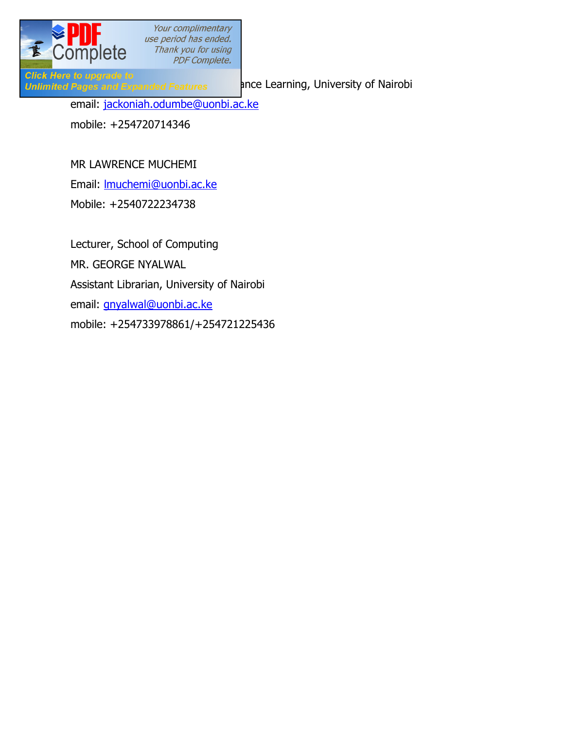ance Learning, University of Nairobi

email: jackoniah.odumbe@uonbi.ac.ke

mobile: +254720714346

MR LAWRENCE MUCHEMI

Email: lmuchemi@uonbi.ac.ke

Mobile: +2540722234738

Lecturer, School of Computing

MR. GEORGE NYALWAL

Assistant Librarian, University of Nairobi

email: gnyalwal@uonbi.ac.ke

mobile: +254733978861/+254721225436